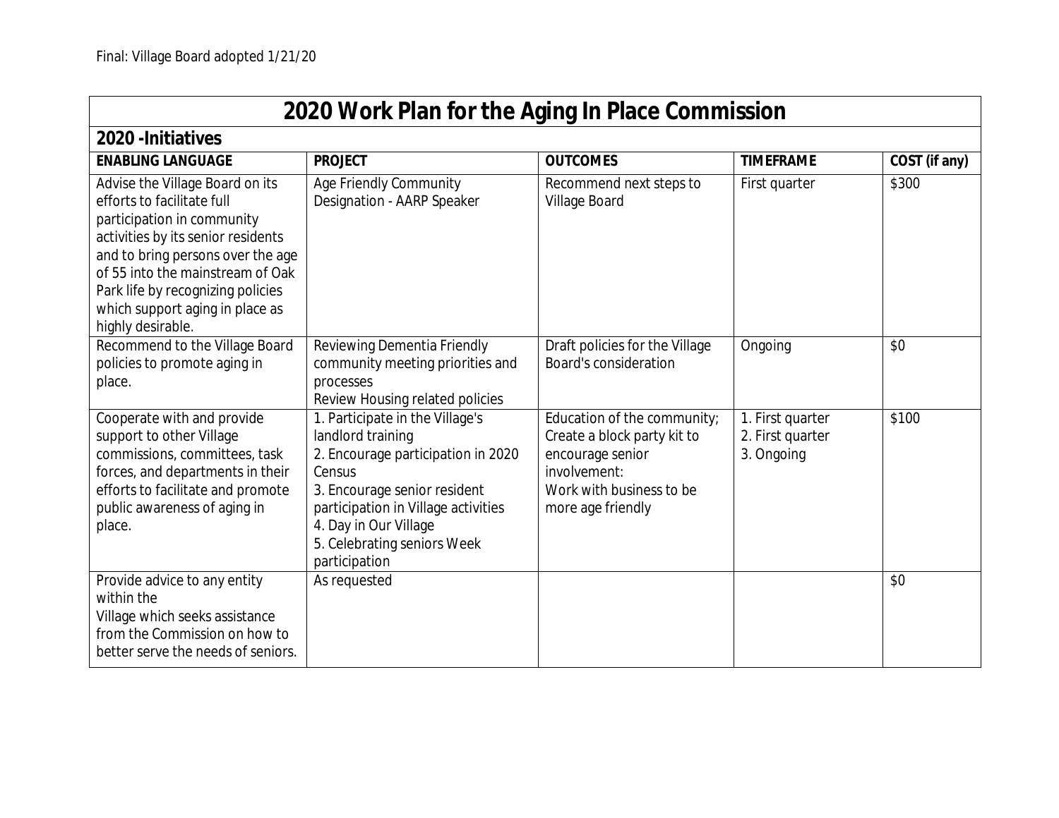Final: Village Board adopted 1/21/20

# 2020 Work Plan for the Aging In Place Commission

## 2020 -Initiatives

| ENABLING LANGUAGE | PROJECT | OUTCOMES | TIMEFRAME | COST (if any) |
|---|---|---|---|---|
| Advise the Village Board on its efforts to facilitate full participation in community activities by its senior residents and to bring persons over the age of 55 into the mainstream of Oak Park life by recognizing policies which support aging in place as highly desirable. | Age Friendly Community Designation - AARP Speaker | Recommend next steps to Village Board | First quarter | $300 |
| Recommend to the Village Board policies to promote aging in place. | Reviewing Dementia Friendly community meeting priorities and processes<br>Review Housing related policies | Draft policies for the Village Board's consideration | Ongoing | $0 |
| Cooperate with and provide support to other Village commissions, committees, task forces, and departments in their efforts to facilitate and promote public awareness of aging in place. | 1. Participate in the Village's landlord training<br>2. Encourage participation in 2020 Census<br>3. Encourage senior resident participation in Village activities<br>4. Day in Our Village<br>5. Celebrating seniors Week participation | Education of the community; Create a block party kit to encourage senior involvement:<br>Work with business to be more age friendly | 1. First quarter<br>2. First quarter<br>3. Ongoing | $100 |
| Provide advice to any entity within the Village which seeks assistance from the Commission on how to better serve the needs of seniors. | As requested | | | $0 |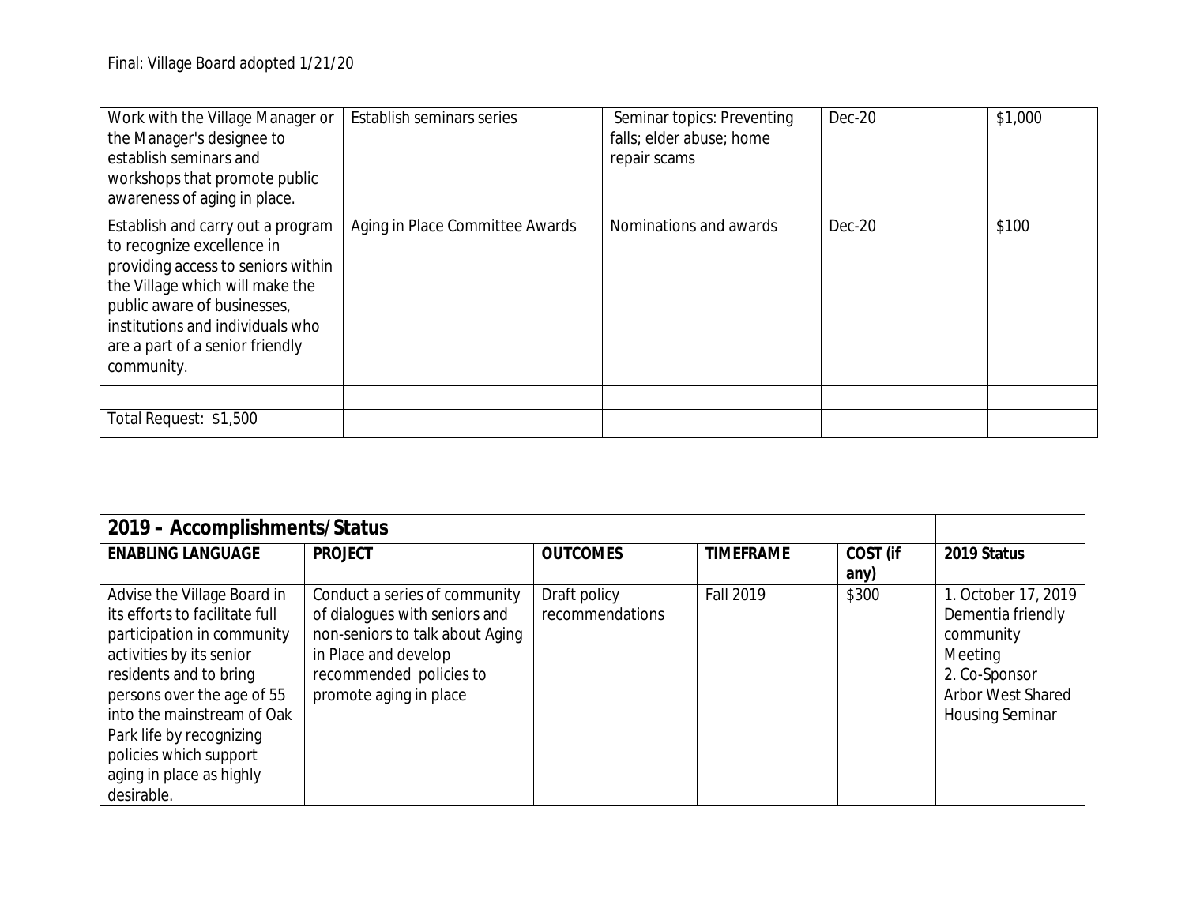Final: Village Board adopted 1/21/20

| | | | | |
|---|---|---|---|---|
| Work with the Village Manager or the Manager's designee to establish seminars and workshops that promote public awareness of aging in place. | Establish seminars series | Seminar topics: Preventing falls; elder abuse; home repair scams | Dec-20 | $1,000 |
| Establish and carry out a program to recognize excellence in providing access to seniors within the Village which will make the public aware of businesses, institutions and individuals who are a part of a senior friendly community. | Aging in Place Committee Awards | Nominations and awards | Dec-20 | $100 |
| | | | | |
| Total Request: $1,500 | | | | |

| 2019 – Accomplishments/Status | | | | | |
|---|---|---|---|---|---|
| **ENABLING LANGUAGE** | **PROJECT** | **OUTCOMES** | **TIMEFRAME** | **COST (if any)** | **2019 Status** |
| Advise the Village Board in its efforts to facilitate full participation in community activities by its senior residents and to bring persons over the age of 55 into the mainstream of Oak Park life by recognizing policies which support aging in place as highly desirable. | Conduct a series of community of dialogues with seniors and non-seniors to talk about Aging in Place and develop recommended policies to promote aging in place | Draft policy recommendations | Fall 2019 | $300 | 1. October 17, 2019 Dementia friendly community Meeting<br>2. Co-Sponsor Arbor West Shared Housing Seminar |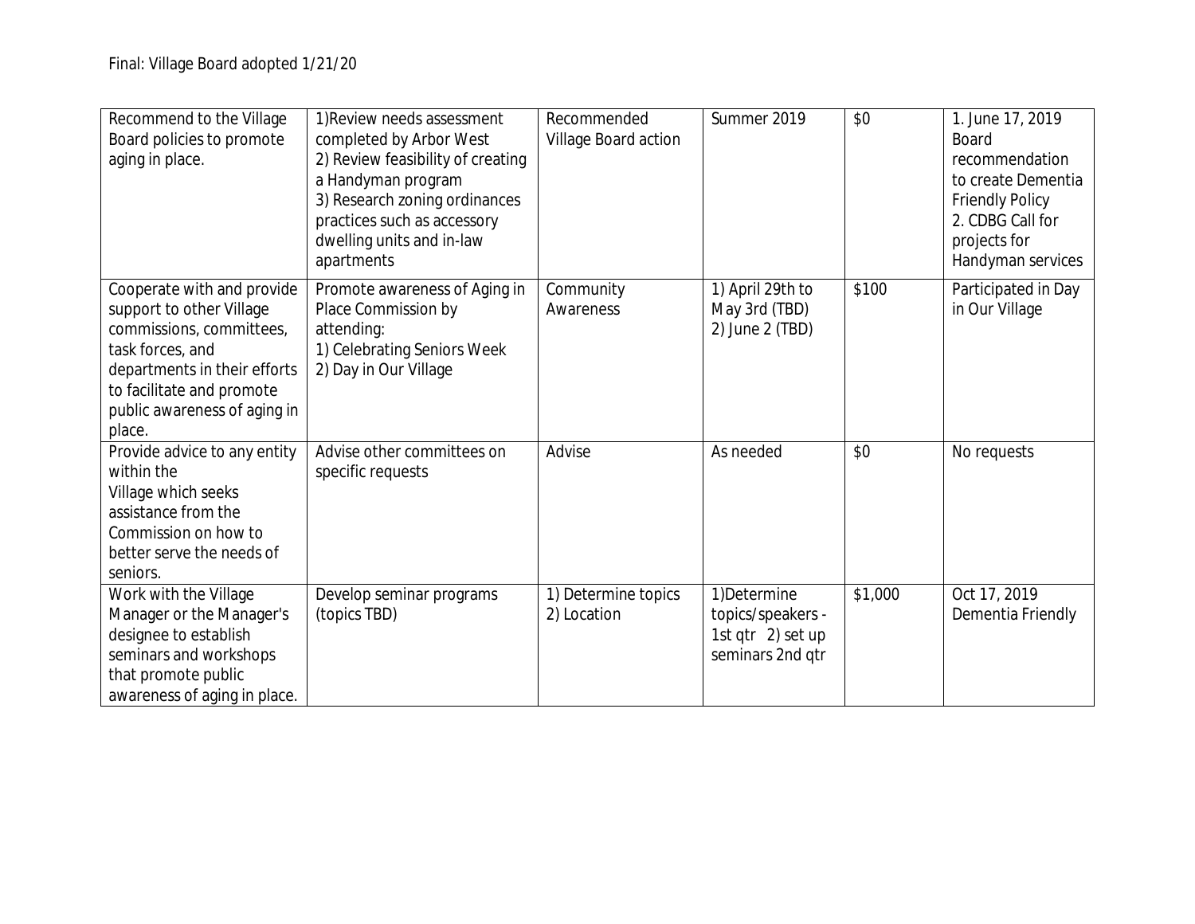Final: Village Board adopted 1/21/20

| | | | | | |
|---|---|---|---|---|---|
| Recommend to the Village Board policies to promote aging in place. | 1)Review needs assessment completed by Arbor West<br>2) Review feasibility of creating a Handyman program<br>3) Research zoning ordinances practices such as accessory dwelling units and in-law apartments | Recommended Village Board action | Summer 2019 | $0 | 1. June 17, 2019 Board recommendation to create Dementia Friendly Policy<br>2. CDBG Call for projects for Handyman services |
| Cooperate with and provide support to other Village commissions, committees, task forces, and departments in their efforts to facilitate and promote public awareness of aging in place. | Promote awareness of Aging in Place Commission by attending:<br>1) Celebrating Seniors Week<br>2) Day in Our Village | Community Awareness | 1) April 29th to May 3rd (TBD)<br>2) June 2 (TBD) | $100 | Participated in Day in Our Village |
| Provide advice to any entity within the Village which seeks assistance from the Commission on how to better serve the needs of seniors. | Advise other committees on specific requests | Advise | As needed | $0 | No requests |
| Work with the Village Manager or the Manager's designee to establish seminars and workshops that promote public awareness of aging in place. | Develop seminar programs (topics TBD) | 1) Determine topics<br>2) Location | 1)Determine topics/speakers - 1st qtr 2) set up seminars 2nd qtr | $1,000 | Oct 17, 2019 Dementia Friendly |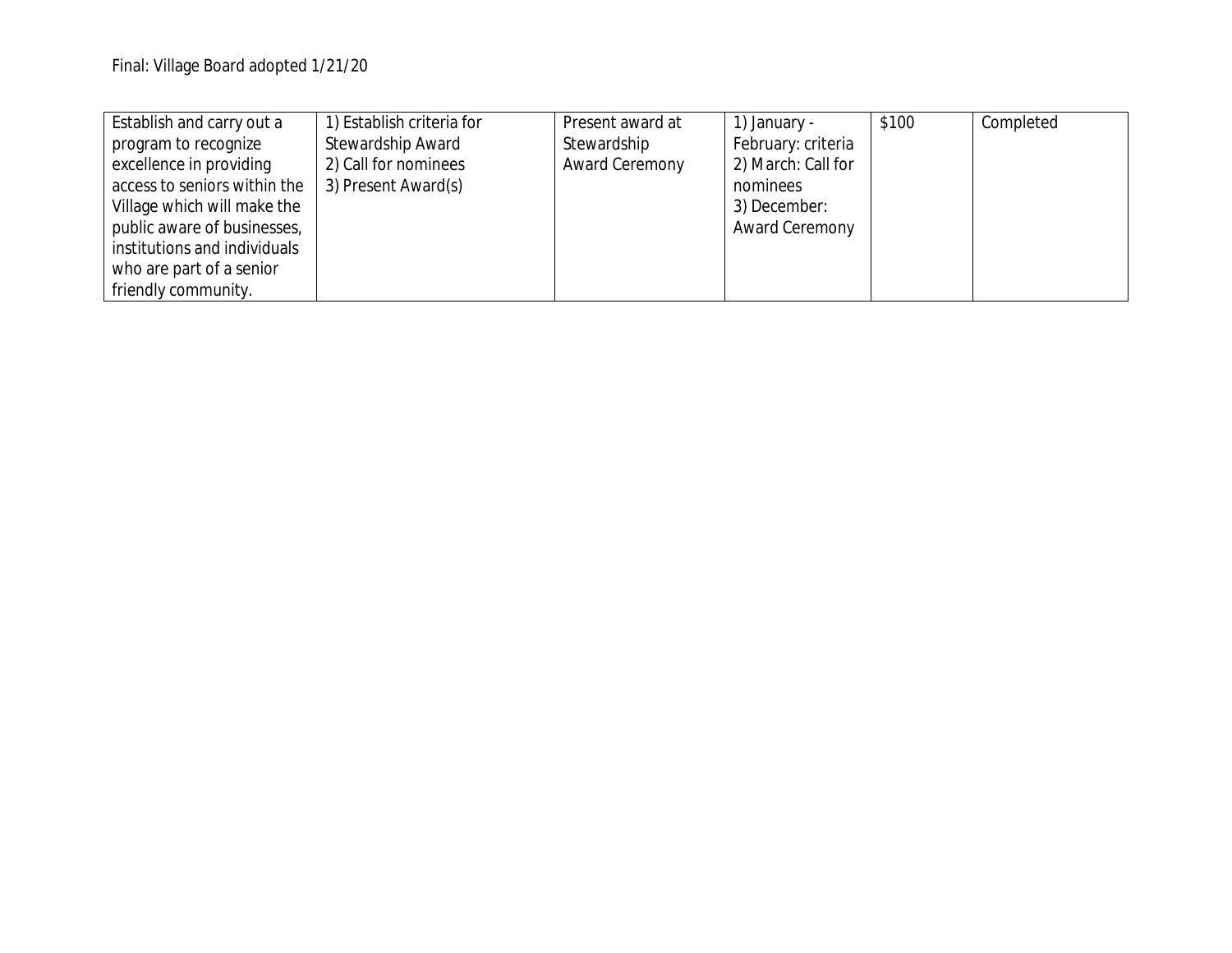Final: Village Board adopted 1/21/20

| | | | | | |
|---|---|---|---|---|---|
| Establish and carry out a program to recognize excellence in providing access to seniors within the Village which will make the public aware of businesses, institutions and individuals who are part of a senior friendly community. | 1) Establish criteria for Stewardship Award<br>2) Call for nominees<br>3) Present Award(s) | Present award at Stewardship Award Ceremony | 1) January - February: criteria<br>2) March: Call for nominees<br>3) December: Award Ceremony | $100 | Completed |